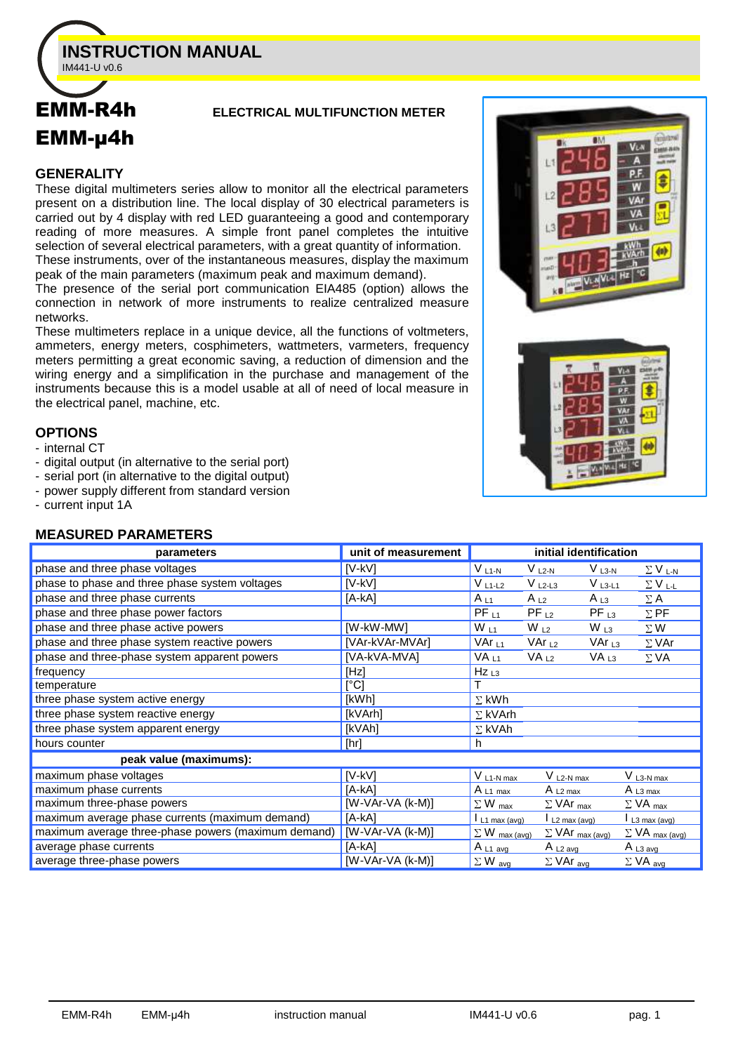# INSTRUCTION MANUAL

IM441-U v0.6

# EMM-R4h
# EMM-µ4h

**ELECTRICAL MULTIFUNCTION METER**

## GENERALITY

These digital multimeters series allow to monitor all the electrical parameters present on a distribution line. The local display of 30 electrical parameters is carried out by 4 display with red LED guaranteeing a good and contemporary reading of more measures. A simple front panel completes the intuitive selection of several electrical parameters, with a great quantity of information.
These instruments, over of the instantaneous measures, display the maximum peak of the main parameters (maximum peak and maximum demand).
The presence of the serial port communication EIA485 (option) allows the connection in network of more instruments to realize centralized measure networks.
These multimeters replace in a unique device, all the functions of voltmeters, ammeters, energy meters, cosphimeters, wattmeters, varmeters, frequency meters permitting a great economic saving, a reduction of dimension and the wiring energy and a simplification in the purchase and management of the instruments because this is a model usable at all of need of local measure in the electrical panel, machine, etc.

## OPTIONS

- internal CT
- digital output (in alternative to the serial port)
- serial port (in alternative to the digital output)
- power supply different from standard version
- current input 1A

## MEASURED PARAMETERS

| parameters | unit of measurement | initial identification | | | |
|---|---|---|---|---|---|
| phase and three phase voltages | [V-kV] | $V_{L1-N}$ | $V_{L2-N}$ | $V_{L3-N}$ | $\Sigma V_{L-N}$ |
| phase to phase and three phase system voltages | [V-kV] | $V_{L1-L2}$ | $V_{L2-L3}$ | $V_{L3-L1}$ | $\Sigma V_{L-L}$ |
| phase and three phase currents | [A-kA] | $A_{L1}$ | $A_{L2}$ | $A_{L3}$ | $\Sigma A$ |
| phase and three phase power factors | | $PF_{L1}$ | $PF_{L2}$ | $PF_{L3}$ | $\Sigma PF$ |
| phase and three phase active powers | [W-kW-MW] | $W_{L1}$ | $W_{L2}$ | $W_{L3}$ | $\Sigma W$ |
| phase and three phase system reactive powers | [VAr-kVAr-MVAr] | $VAr_{L1}$ | $VAr_{L2}$ | $VAr_{L3}$ | $\Sigma VAr$ |
| phase and three-phase system apparent powers | [VA-kVA-MVA] | $VA_{L1}$ | $VA_{L2}$ | $VA_{L3}$ | $\Sigma VA$ |
| frequency | [Hz] | $Hz_{L3}$ | | | |
| temperature | [°C] | T | | | |
| three phase system active energy | [kWh] | $\Sigma$ kWh | | | |
| three phase system reactive energy | [kVArh] | $\Sigma$ kVArh | | | |
| three phase system apparent energy | [kVAh] | $\Sigma$ kVAh | | | |
| hours counter | [hr] | h | | | |
| **peak value (maximums):** | | | | | |
| maximum phase voltages | [V-kV] | $V_{L1-N\ max}$ | $V_{L2-N\ max}$ | $V_{L3-N\ max}$ | |
| maximum phase currents | [A-kA] | $A_{L1\ max}$ | $A_{L2\ max}$ | $A_{L3\ max}$ | |
| maximum three-phase powers | [W-VAr-VA (k-M)] | $\Sigma W_{max}$ | $\Sigma VAr_{max}$ | $\Sigma VA_{max}$ | |
| maximum average phase currents (maximum demand) | [A-kA] | $I_{L1\ max\ (avg)}$ | $I_{L2\ max\ (avg)}$ | $I_{L3\ max\ (avg)}$ | |
| maximum average three-phase powers (maximum demand) | [W-VAr-VA (k-M)] | $\Sigma W_{max\ (avg)}$ | $\Sigma VAr_{max\ (avg)}$ | $\Sigma VA_{max\ (avg)}$ | |
| average phase currents | [A-kA] | $A_{L1\ avg}$ | $A_{L2\ avg}$ | $A_{L3\ avg}$ | |
| average three-phase powers | [W-VAr-VA (k-M)] | $\Sigma W_{avg}$ | $\Sigma VAr_{avg}$ | $\Sigma VA_{avg}$ | |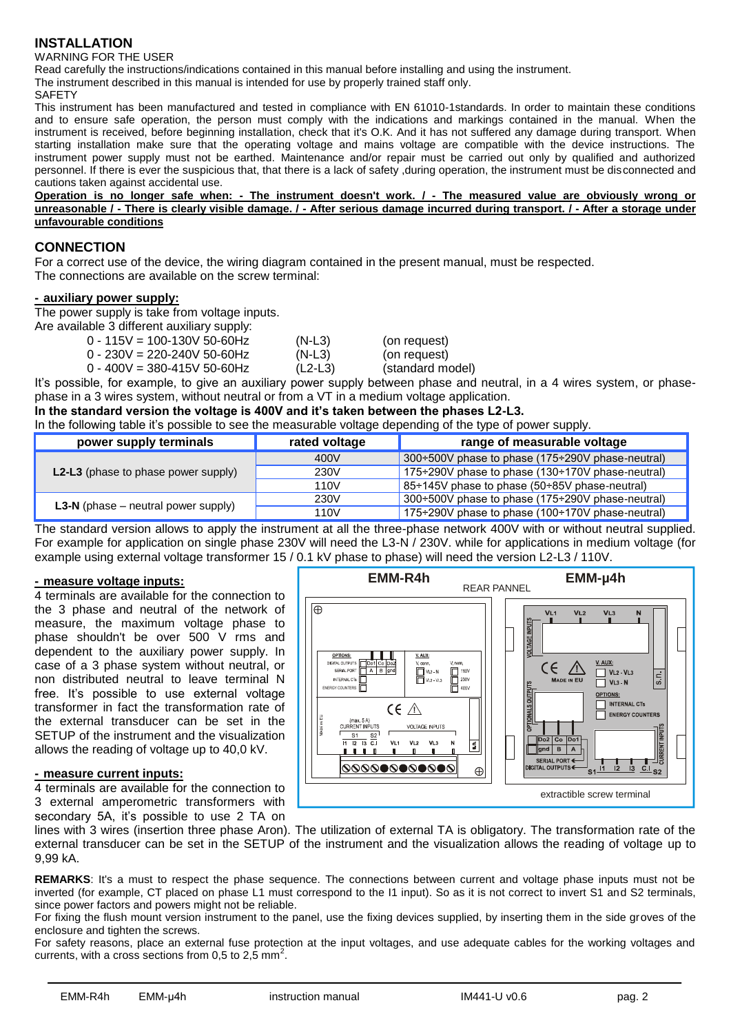## INSTALLATION

WARNING FOR THE USER

Read carefully the instructions/indications contained in this manual before installing and using the instrument.

The instrument described in this manual is intended for use by properly trained staff only.

SAFETY

This instrument has been manufactured and tested in compliance with EN 61010-1standards. In order to maintain these conditions and to ensure safe operation, the person must comply with the indications and markings contained in the manual. When the instrument is received, before beginning installation, check that it's O.K. And it has not suffered any damage during transport. When starting installation make sure that the operating voltage and mains voltage are compatible with the device instructions. The instrument power supply must not be earthed. Maintenance and/or repair must be carried out only by qualified and authorized personnel. If there is ever the suspicious that, that there is a lack of safety ,during operation, the instrument must be disconnected and cautions taken against accidental use.

**Operation is no longer safe when: - The instrument doesn't work. / - The measured value are obviously wrong or unreasonable / - There is clearly visible damage. / - After serious damage incurred during transport. / - After a storage under unfavourable conditions**

## CONNECTION

For a correct use of the device, the wiring diagram contained in the present manual, must be respected.

The connections are available on the screw terminal:

**- auxiliary power supply:**

The power supply is take from voltage inputs.

Are available 3 different auxiliary supply:

| | | |
|---|---|---|
| 0 - 115V = 100-130V 50-60Hz | (N-L3) | (on request) |
| 0 - 230V = 220-240V 50-60Hz | (N-L3) | (on request) |
| 0 - 400V = 380-415V 50-60Hz | (L2-L3) | (standard model) |

It's possible, for example, to give an auxiliary power supply between phase and neutral, in a 4 wires system, or phase-phase in a 3 wires system, without neutral or from a VT in a medium voltage application.

**In the standard version the voltage is 400V and it's taken between the phases L2-L3.**

In the following table it's possible to see the measurable voltage depending of the type of power supply.

| power supply terminals | rated voltage | range of measurable voltage |
|---|---|---|
| **L2-L3** (phase to phase power supply) | 400V | 300÷500V phase to phase (175÷290V phase-neutral) |
| | 230V | 175÷290V phase to phase (130÷170V phase-neutral) |
| | 110V | 85÷145V phase to phase (50÷85V phase-neutral) |
| **L3-N** (phase – neutral power supply) | 230V | 300÷500V phase to phase (175÷290V phase-neutral) |
| | 110V | 175÷290V phase to phase (100÷170V phase-neutral) |

The standard version allows to apply the instrument at all the three-phase network 400V with or without neutral supplied. For example for application on single phase 230V will need the L3-N / 230V. while for applications in medium voltage (for example using external voltage transformer 15 / 0.1 kV phase to phase) will need the version L2-L3 / 110V.

**- measure voltage inputs:**

4 terminals are available for the connection to the 3 phase and neutral of the network of measure, the maximum voltage phase to phase shouldn't be over 500 V rms and dependent to the auxiliary power supply. In case of a 3 phase system without neutral, or non distributed neutral to leave terminal N free. It's possible to use external voltage transformer in fact the transformation rate of the external transducer can be set in the SETUP of the instrument and the visualization allows the reading of voltage up to 40,0 kV.

**- measure current inputs:**

4 terminals are available for the connection to 3 external amperometric transformers with secondary 5A, it's possible to use 2 TA on lines with 3 wires (insertion three phase Aron). The utilization of external TA is obligatory. The transformation rate of the external transducer can be set in the SETUP of the instrument and the visualization allows the reading of voltage up to 9,99 kA.

**REMARKS**: It's a must to respect the phase sequence. The connections between current and voltage phase inputs must not be inverted (for example, CT placed on phase L1 must correspond to the I1 input). So as it is not correct to invert S1 and S2 terminals, since power factors and powers might not be reliable.

For fixing the flush mount version instrument to the panel, use the fixing devices supplied, by inserting them in the side groves of the enclosure and tighten the screws.

For safety reasons, place an external fuse protection at the input voltages, and use adequate cables for the working voltages and currents, with a cross sections from 0,5 to 2,5 mm$^2$.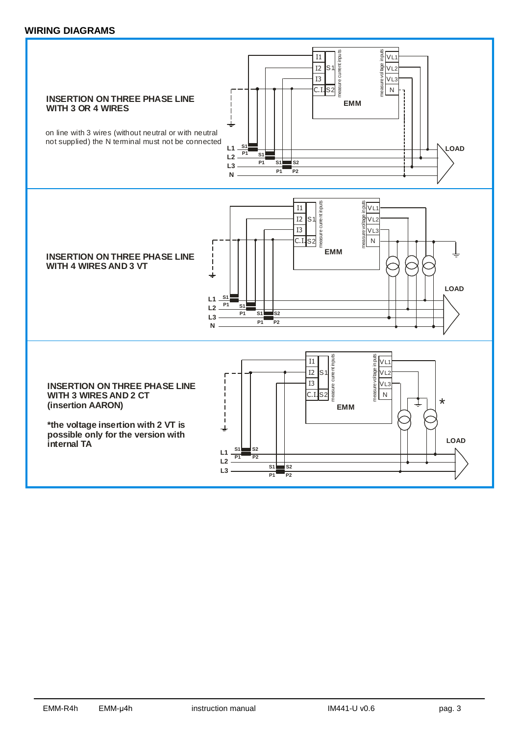## WIRING DIAGRAMS

**INSERTION ON THREE PHASE LINE WITH 3 OR 4 WIRES**

on line with 3 wires (without neutral or with neutral not supplied) the N terminal must not be connected

**INSERTION ON THREE PHASE LINE WITH 4 WIRES AND 3 VT**

**INSERTION ON THREE PHASE LINE WITH 3 WIRES AND 2 CT (insertion AARON)**

***the voltage insertion with 2 VT is possible only for the version with internal TA**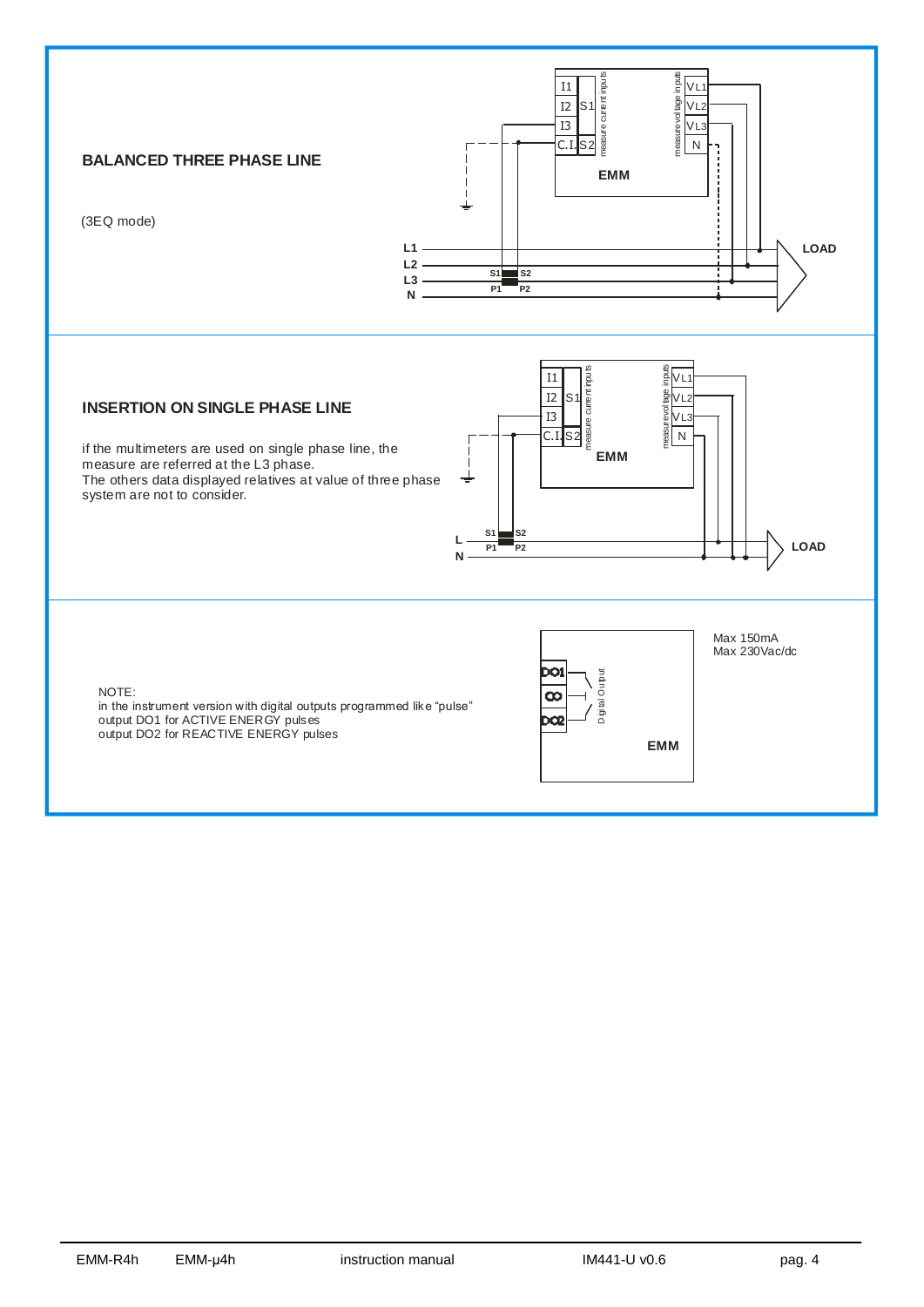## BALANCED THREE PHASE LINE

(3EQ mode)

## INSERTION ON SINGLE PHASE LINE

if the multimeters are used on single phase line, the measure are referred at the L3 phase.
The others data displayed relatives at value of three phase system are not to consider.

NOTE:
in the instrument version with digital outputs programmed like "pulse"
output DO1 for ACTIVE ENERGY pulses
output DO2 for REACTIVE ENERGY pulses

Max 150mA
Max 230Vac/dc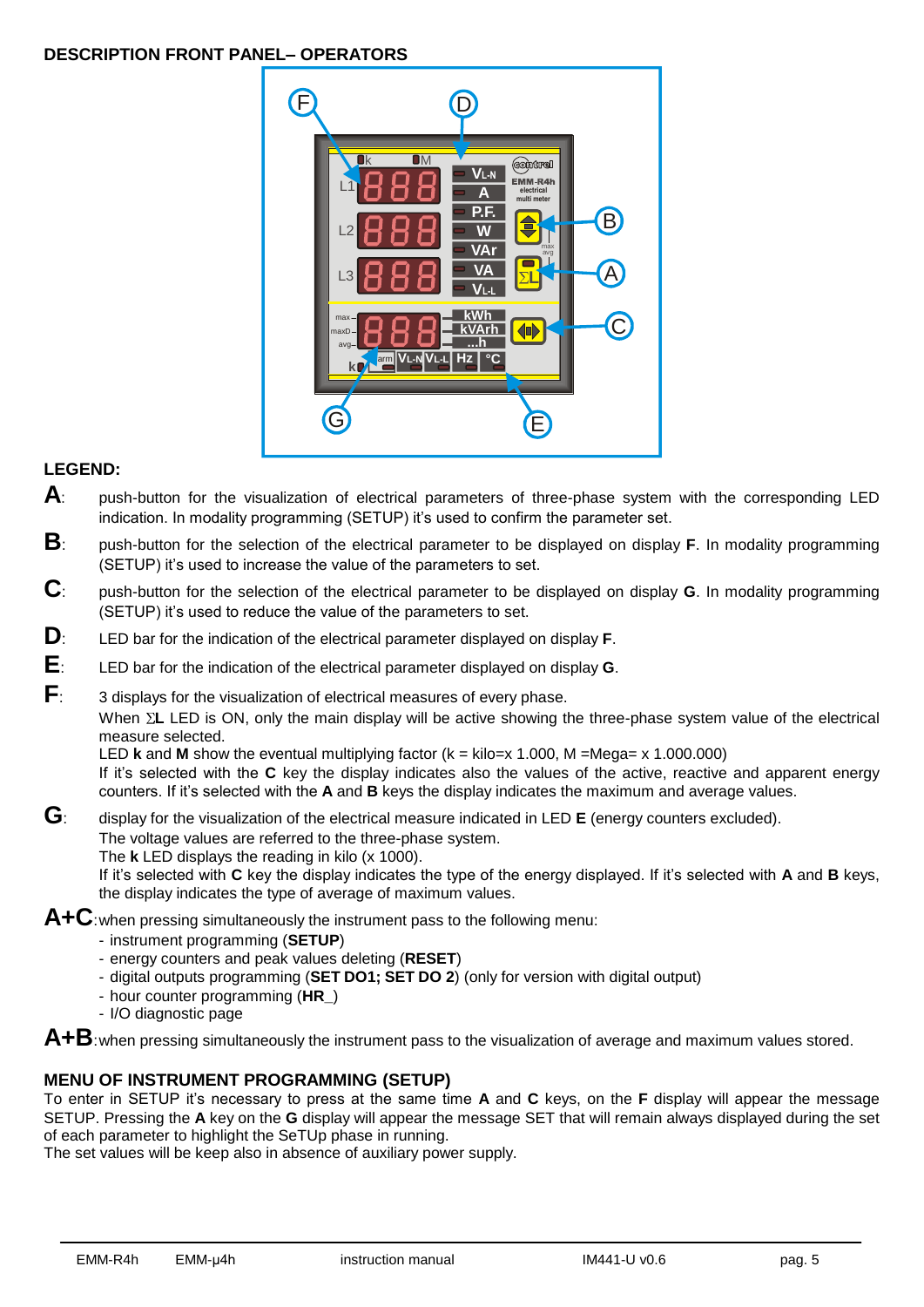## DESCRIPTION FRONT PANEL– OPERATORS

### LEGEND:

**A**: push-button for the visualization of electrical parameters of three-phase system with the corresponding LED indication. In modality programming (SETUP) it's used to confirm the parameter set.

**B**: push-button for the selection of the electrical parameter to be displayed on display **F**. In modality programming (SETUP) it's used to increase the value of the parameters to set.

**C**: push-button for the selection of the electrical parameter to be displayed on display **G**. In modality programming (SETUP) it's used to reduce the value of the parameters to set.

**D**: LED bar for the indication of the electrical parameter displayed on display **F**.

**E**: LED bar for the indication of the electrical parameter displayed on display **G**.

**F**: 3 displays for the visualization of electrical measures of every phase.
When ΣL LED is ON, only the main display will be active showing the three-phase system value of the electrical measure selected.
LED **k** and **M** show the eventual multiplying factor (k = kilo=x 1.000, M =Mega= x 1.000.000)
If it's selected with the **C** key the display indicates also the values of the active, reactive and apparent energy counters. If it's selected with the **A** and **B** keys the display indicates the maximum and average values.

**G**: display for the visualization of the electrical measure indicated in LED **E** (energy counters excluded).
The voltage values are referred to the three-phase system.
The **k** LED displays the reading in kilo (x 1000).
If it's selected with **C** key the display indicates the type of the energy displayed. If it's selected with **A** and **B** keys, the display indicates the type of average of maximum values.

**A+C**: when pressing simultaneously the instrument pass to the following menu:
- instrument programming (**SETUP**)
- energy counters and peak values deleting (**RESET**)
- digital outputs programming (**SET DO1; SET DO 2**) (only for version with digital output)
- hour counter programming (**HR_**)
- I/O diagnostic page

**A+B**: when pressing simultaneously the instrument pass to the visualization of average and maximum values stored.

## MENU OF INSTRUMENT PROGRAMMING (SETUP)

To enter in SETUP it's necessary to press at the same time **A** and **C** keys, on the **F** display will appear the message SETUP. Pressing the **A** key on the **G** display will appear the message SET that will remain always displayed during the set of each parameter to highlight the SeTUp phase in running.
The set values will be keep also in absence of auxiliary power supply.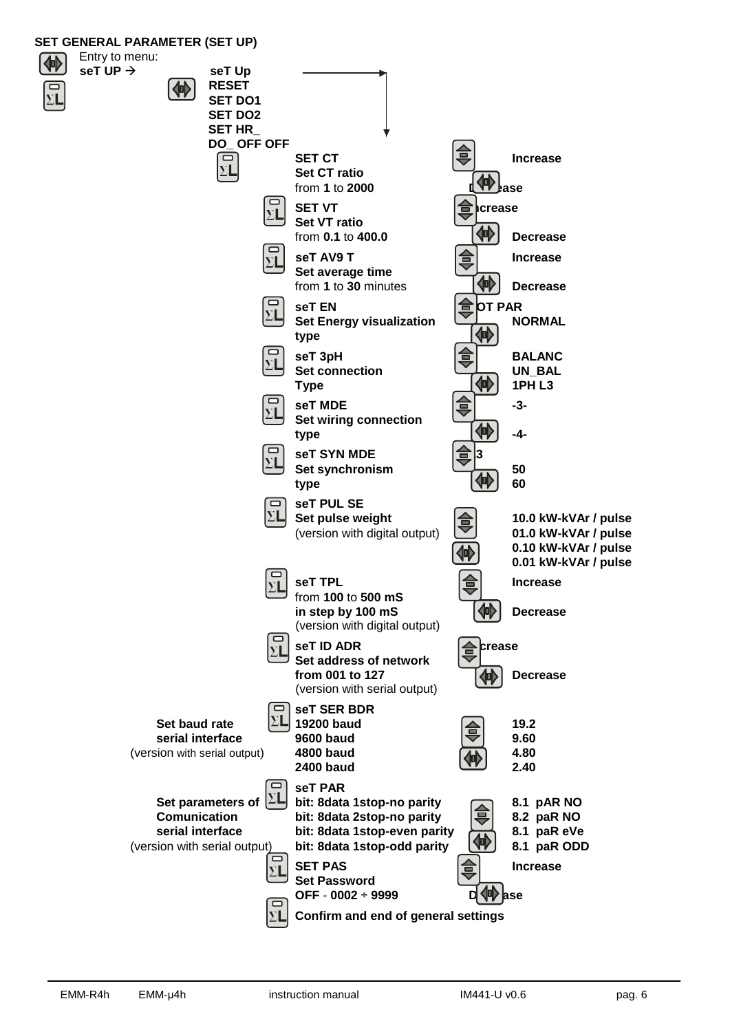## SET GENERAL PARAMETER (SET UP)

Entry to menu:
**seT UP →**

**seT Up**
**RESET**
**SET DO1**
**SET DO2**
**SET HR_**
**DO_ OFF OFF**

| Parameter | Values / Action |
|---|---|
| **SET CT** **Set CT ratio** from **1** to **2000** | **Increase** / **Decrease** |
| **SET VT** **Set VT ratio** from **0.1** to **400.0** | **Increase** / **Decrease** |
| **seT AV9 T** **Set average time** from **1** to **30** minutes | **Increase** / **Decrease** |
| **seT EN** **Set Energy visualization type** | **OT PAR** / **NORMAL** |
| **seT 3pH** **Set connection Type** | **BALANC** / **UN_BAL** / **1PH L3** |
| **seT MDE** **Set wiring connection type** | **-3-** / **-4-** |
| **seT SYN MDE** **Set synchronism type** | **3** / **50** / **60** |
| **seT PUL SE** **Set pulse weight** (version with digital output) | **10.0 kW-kVAr / pulse** / **01.0 kW-kVAr / pulse** / **0.10 kW-kVAr / pulse** / **0.01 kW-kVAr / pulse** |
| **seT TPL** from **100** to **500 mS** **in step by 100 mS** (version with digital output) | **Increase** / **Decrease** |
| **seT ID ADR** **Set address of network** **from 001 to 127** (version with serial output) | **Increase** / **Decrease** |
| **Set baud rate serial interface** (version with serial output): **seT SER BDR** **19200 baud** **9600 baud** **4800 baud** **2400 baud** | **19.2** / **9.60** / **4.80** / **2.40** |
| **Set parameters of Comunication serial interface** (version with serial output): **seT PAR** **bit: 8data 1stop-no parity** **bit: 8data 2stop-no parity** **bit: 8data 1stop-even parity** **bit: 8data 1stop-odd parity** | **8.1 pAR NO** / **8.2 paR NO** / **8.1 paR eVe** / **8.1 paR ODD** |
| **SET PAS** **Set Password** **OFF** - **0002 ÷ 9999** | **Increase** / **Decrease** |

**Confirm and end of general settings**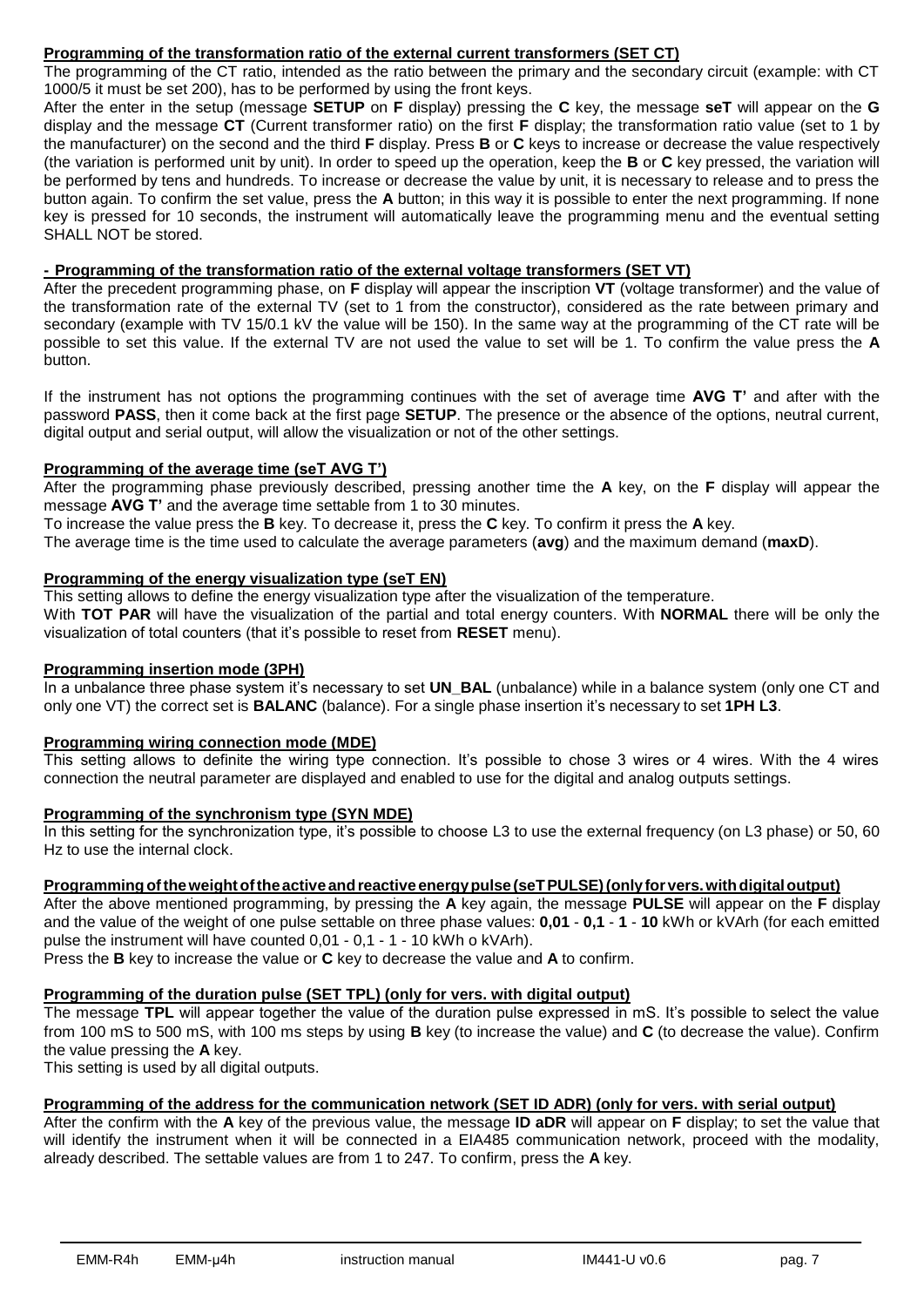**Programming of the transformation ratio of the external current transformers (SET CT)**

The programming of the CT ratio, intended as the ratio between the primary and the secondary circuit (example: with CT 1000/5 it must be set 200), has to be performed by using the front keys.

After the enter in the setup (message **SETUP** on **F** display) pressing the **C** key, the message **seT** will appear on the **G** display and the message **CT** (Current transformer ratio) on the first **F** display; the transformation ratio value (set to 1 by the manufacturer) on the second and the third **F** display. Press **B** or **C** keys to increase or decrease the value respectively (the variation is performed unit by unit). In order to speed up the operation, keep the **B** or **C** key pressed, the variation will be performed by tens and hundreds. To increase or decrease the value by unit, it is necessary to release and to press the button again. To confirm the set value, press the **A** button; in this way it is possible to enter the next programming. If none key is pressed for 10 seconds, the instrument will automatically leave the programming menu and the eventual setting SHALL NOT be stored.

**- Programming of the transformation ratio of the external voltage transformers (SET VT)**

After the precedent programming phase, on **F** display will appear the inscription **VT** (voltage transformer) and the value of the transformation rate of the external TV (set to 1 from the constructor), considered as the rate between primary and secondary (example with TV 15/0.1 kV the value will be 150). In the same way at the programming of the CT rate will be possible to set this value. If the external TV are not used the value to set will be 1. To confirm the value press the **A** button.

If the instrument has not options the programming continues with the set of average time **AVG T'** and after with the password **PASS**, then it come back at the first page **SETUP**. The presence or the absence of the options, neutral current, digital output and serial output, will allow the visualization or not of the other settings.

**Programming of the average time (seT AVG T')**

After the programming phase previously described, pressing another time the **A** key, on the **F** display will appear the message **AVG T'** and the average time settable from 1 to 30 minutes.

To increase the value press the **B** key. To decrease it, press the **C** key. To confirm it press the **A** key.

The average time is the time used to calculate the average parameters (**avg**) and the maximum demand (**maxD**).

**Programming of the energy visualization type (seT EN)**

This setting allows to define the energy visualization type after the visualization of the temperature.

With **TOT PAR** will have the visualization of the partial and total energy counters. With **NORMAL** there will be only the visualization of total counters (that it's possible to reset from **RESET** menu).

**Programming insertion mode (3PH)**

In a unbalance three phase system it's necessary to set **UN_BAL** (unbalance) while in a balance system (only one CT and only one VT) the correct set is **BALANC** (balance). For a single phase insertion it's necessary to set **1PH L3**.

**Programming wiring connection mode (MDE)**

This setting allows to definite the wiring type connection. It's possible to chose 3 wires or 4 wires. With the 4 wires connection the neutral parameter are displayed and enabled to use for the digital and analog outputs settings.

**Programming of the synchronism type (SYN MDE)**

In this setting for the synchronization type, it's possible to choose L3 to use the external frequency (on L3 phase) or 50, 60 Hz to use the internal clock.

**Programming of the weight of the active and reactive energy pulse (seT PULSE) (only for vers. with digital output)**

After the above mentioned programming, by pressing the **A** key again, the message **PULSE** will appear on the **F** display and the value of the weight of one pulse settable on three phase values: **0,01** - **0,1** - **1** - **10** kWh or kVArh (for each emitted pulse the instrument will have counted 0,01 - 0,1 - 1 - 10 kWh o kVArh).

Press the **B** key to increase the value or **C** key to decrease the value and **A** to confirm.

**Programming of the duration pulse (SET TPL) (only for vers. with digital output)**

The message **TPL** will appear together the value of the duration pulse expressed in mS. It's possible to select the value from 100 mS to 500 mS, with 100 ms steps by using **B** key (to increase the value) and **C** (to decrease the value). Confirm the value pressing the **A** key.

This setting is used by all digital outputs.

**Programming of the address for the communication network (SET ID ADR) (only for vers. with serial output)**

After the confirm with the **A** key of the previous value, the message **ID aDR** will appear on **F** display; to set the value that will identify the instrument when it will be connected in a EIA485 communication network, proceed with the modality, already described. The settable values are from 1 to 247. To confirm, press the **A** key.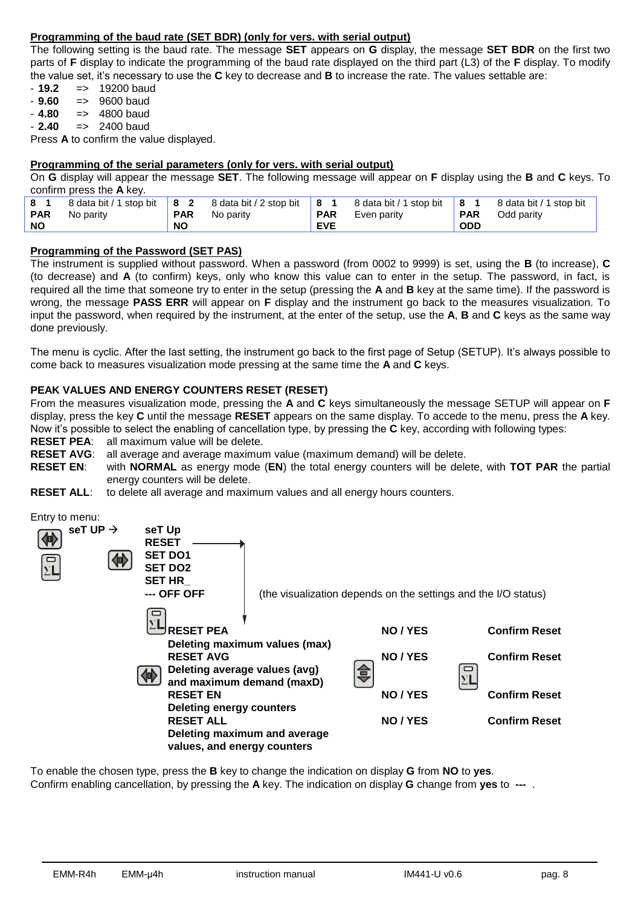**Programming of the baud rate (SET BDR) (only for vers. with serial output)**

The following setting is the baud rate. The message **SET** appears on **G** display, the message **SET BDR** on the first two parts of **F** display to indicate the programming of the baud rate displayed on the third part (L3) of the **F** display. To modify the value set, it's necessary to use the **C** key to decrease and **B** to increase the rate. The values settable are:

- **19.2** => 19200 baud
- **9.60** => 9600 baud
- **4.80** => 4800 baud
- **2.40** => 2400 baud

Press **A** to confirm the value displayed.

**Programming of the serial parameters (only for vers. with serial output)**

On **G** display will appear the message **SET**. The following message will appear on **F** display using the **B** and **C** keys. To confirm press the **A** key.

| | | | | | | | |
|---|---|---|---|---|---|---|---|
| **8 1** | 8 data bit / 1 stop bit | **8 2** | 8 data bit / 2 stop bit | **8 1** | 8 data bit / 1 stop bit | **8 1** | 8 data bit / 1 stop bit |
| **PAR** | No parity | **PAR** | No parity | **PAR** | Even parity | **PAR** | Odd parity |
| **NO** | | **NO** | | **EVE** | | **ODD** | |

**Programming of the Password (SET PAS)**

The instrument is supplied without password. When a password (from 0002 to 9999) is set, using the **B** (to increase), **C** (to decrease) and **A** (to confirm) keys, only who know this value can to enter in the setup. The password, in fact, is required all the time that someone try to enter in the setup (pressing the **A** and **B** key at the same time). If the password is wrong, the message **PASS ERR** will appear on **F** display and the instrument go back to the measures visualization. To input the password, when required by the instrument, at the enter of the setup, use the **A**, **B** and **C** keys as the same way done previously.

The menu is cyclic. After the last setting, the instrument go back to the first page of Setup (SETUP). It's always possible to come back to measures visualization mode pressing at the same time the **A** and **C** keys.

**PEAK VALUES AND ENERGY COUNTERS RESET (RESET)**

From the measures visualization mode, pressing the **A** and **C** keys simultaneously the message SETUP will appear on **F** display, press the key **C** until the message **RESET** appears on the same display. To accede to the menu, press the **A** key. Now it's possible to select the enabling of cancellation type, by pressing the **C** key, according with following types:

**RESET PEA**: all maximum value will be delete.
**RESET AVG**: all average and average maximum value (maximum demand) will be delete.
**RESET EN**: with **NORMAL** as energy mode (**EN**) the total energy counters will be delete, with **TOT PAR** the partial energy counters will be delete.
**RESET ALL**: to delete all average and maximum values and all energy hours counters.

Entry to menu:

**seT UP →** **seT Up**
**RESET**
**SET DO1**
**SET DO2**
**SET HR_**
**--- OFF OFF** (the visualization depends on the settings and the I/O status)

| | | |
|---|---|---|
| **RESET PEA** Deleting maximum values (max) | **NO / YES** | **Confirm Reset** |
| **RESET AVG** Deleting average values (avg) and maximum demand (maxD) | **NO / YES** | **Confirm Reset** |
| **RESET EN** Deleting energy counters | **NO / YES** | **Confirm Reset** |
| **RESET ALL** Deleting maximum and average values, and energy counters | **NO / YES** | **Confirm Reset** |

To enable the chosen type, press the **B** key to change the indication on display **G** from **NO** to **yes**.
Confirm enabling cancellation, by pressing the **A** key. The indication on display **G** change from **yes** to **---** .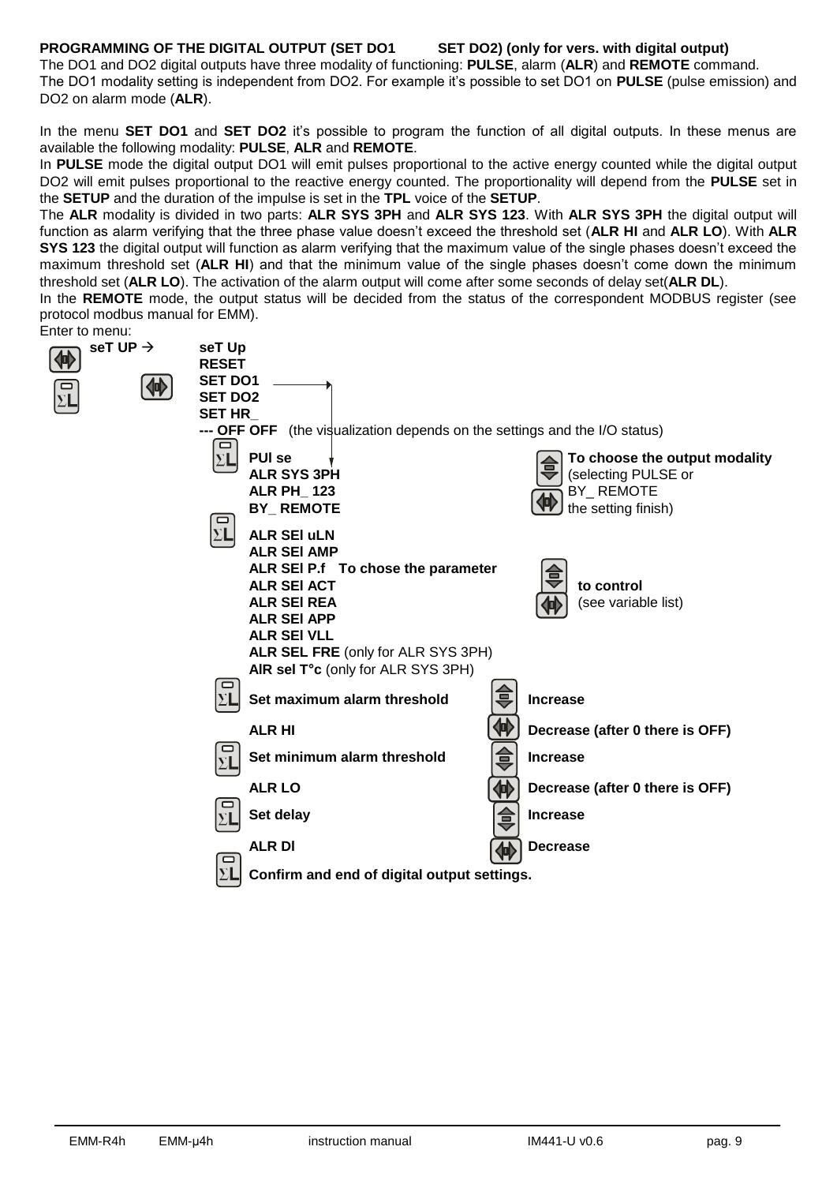**PROGRAMMING OF THE DIGITAL OUTPUT (SET DO1 SET DO2) (only for vers. with digital output)**

The DO1 and DO2 digital outputs have three modality of functioning: **PULSE**, alarm (**ALR**) and **REMOTE** command. The DO1 modality setting is independent from DO2. For example it's possible to set DO1 on **PULSE** (pulse emission) and DO2 on alarm mode (**ALR**).

In the menu **SET DO1** and **SET DO2** it's possible to program the function of all digital outputs. In these menus are available the following modality: **PULSE**, **ALR** and **REMOTE**.

In **PULSE** mode the digital output DO1 will emit pulses proportional to the active energy counted while the digital output DO2 will emit pulses proportional to the reactive energy counted. The proportionality will depend from the **PULSE** set in the **SETUP** and the duration of the impulse is set in the **TPL** voice of the **SETUP**.

The **ALR** modality is divided in two parts: **ALR SYS 3PH** and **ALR SYS 123**. With **ALR SYS 3PH** the digital output will function as alarm verifying that the three phase value doesn't exceed the threshold set (**ALR HI** and **ALR LO**). With **ALR SYS 123** the digital output will function as alarm verifying that the maximum value of the single phases doesn't exceed the maximum threshold set (**ALR HI**) and that the minimum value of the single phases doesn't come down the minimum threshold set (**ALR LO**). The activation of the alarm output will come after some seconds of delay set(**ALR DL**).

In the **REMOTE** mode, the output status will be decided from the status of the correspondent MODBUS register (see protocol modbus manual for EMM).

Enter to menu:

**seT UP** → **seT Up**
**RESET**
**SET DO1**
**SET DO2**
**SET HR_**

**--- OFF OFF** (the visualization depends on the settings and the I/O status)

**PUl se**
**ALR SYS 3PH**
**ALR PH_ 123**
**BY_ REMOTE**

**To choose the output modality** (selecting PULSE or BY_ REMOTE the setting finish)

**ALR SEl uLN**
**ALR SEl AMP**
**ALR SEl P.f** **To chose the parameter** **to control** (see variable list)
**ALR SEl ACT**
**ALR SEl REA**
**ALR SEl APP**
**ALR SEl VLL**
**ALR SEL FRE** (only for ALR SYS 3PH)
**AlR sel T°c** (only for ALR SYS 3PH)

**Set maximum alarm threshold** — **Increase**
**ALR HI** — **Decrease (after 0 there is OFF)**

**Set minimum alarm threshold** — **Increase**
**ALR LO** — **Decrease (after 0 there is OFF)**

**Set delay** — **Increase**
**ALR Dl** — **Decrease**

**Confirm and end of digital output settings.**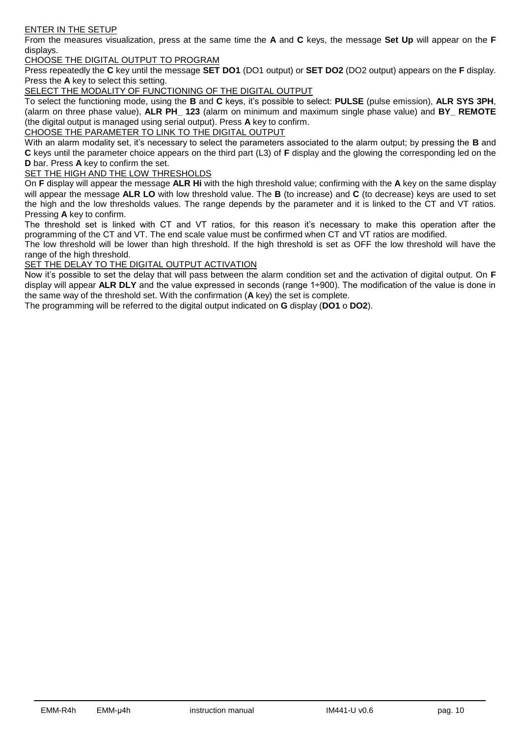ENTER IN THE SETUP

From the measures visualization, press at the same time the **A** and **C** keys, the message **Set Up** will appear on the **F** displays.

CHOOSE THE DIGITAL OUTPUT TO PROGRAM

Press repeatedly the **C** key until the message **SET DO1** (DO1 output) or **SET DO2** (DO2 output) appears on the **F** display. Press the **A** key to select this setting.

SELECT THE MODALITY OF FUNCTIONING OF THE DIGITAL OUTPUT

To select the functioning mode, using the **B** and **C** keys, it's possible to select: **PULSE** (pulse emission), **ALR SYS 3PH**, (alarm on three phase value), **ALR PH_ 123** (alarm on minimum and maximum single phase value) and **BY_ REMOTE** (the digital output is managed using serial output). Press **A** key to confirm.

CHOOSE THE PARAMETER TO LINK TO THE DIGITAL OUTPUT

With an alarm modality set, it's necessary to select the parameters associated to the alarm output; by pressing the **B** and **C** keys until the parameter choice appears on the third part (L3) of **F** display and the glowing the corresponding led on the **D** bar. Press **A** key to confirm the set.

SET THE HIGH AND THE LOW THRESHOLDS

On **F** display will appear the message **ALR Hi** with the high threshold value; confirming with the **A** key on the same display will appear the message **ALR LO** with low threshold value. The **B** (to increase) and **C** (to decrease) keys are used to set the high and the low thresholds values. The range depends by the parameter and it is linked to the CT and VT ratios. Pressing **A** key to confirm.

The threshold set is linked with CT and VT ratios, for this reason it's necessary to make this operation after the programming of the CT and VT. The end scale value must be confirmed when CT and VT ratios are modified.

The low threshold will be lower than high threshold. If the high threshold is set as OFF the low threshold will have the range of the high threshold.

SET THE DELAY TO THE DIGITAL OUTPUT ACTIVATION

Now it's possible to set the delay that will pass between the alarm condition set and the activation of digital output. On **F** display will appear **ALR DLY** and the value expressed in seconds (range 1÷900). The modification of the value is done in the same way of the threshold set. With the confirmation (**A** key) the set is complete.

The programming will be referred to the digital output indicated on **G** display (**DO1** o **DO2**).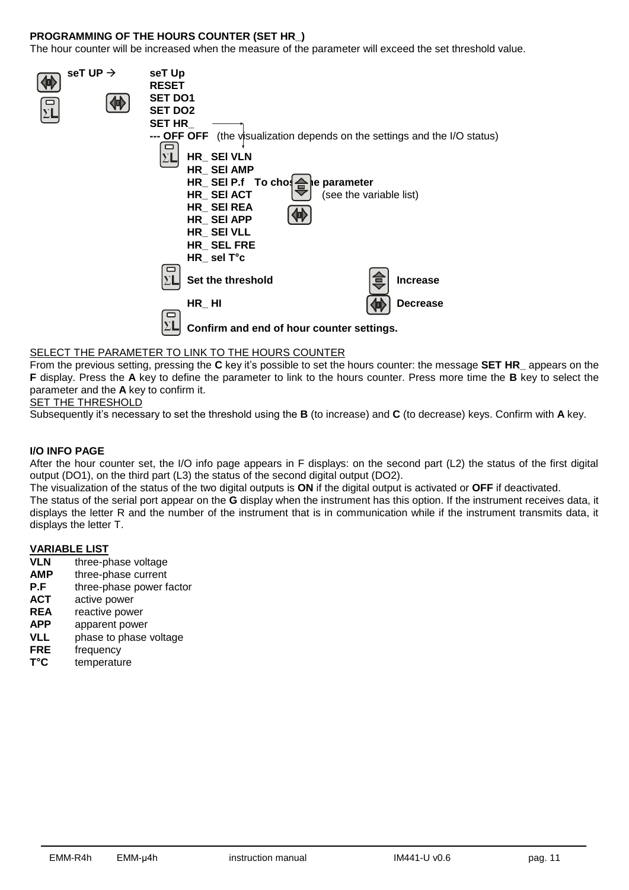**PROGRAMMING OF THE HOURS COUNTER (SET HR_)**

The hour counter will be increased when the measure of the parameter will exceed the set threshold value.

**seT UP →**

**seT Up**
**RESET**
**SET DO1**
**SET DO2**
**SET HR_**
**--- OFF OFF** (the visualization depends on the settings and the I/O status)

**HR_ SEl VLN**
**HR_ SEl AMP**
**HR_ SEl P.f** **To chose the parameter** (see the variable list)
**HR_ SEl ACT**
**HR_ SEl REA**
**HR_ SEl APP**
**HR_ SEl VLL**
**HR_ SEL FRE**
**HR_ sel T°c**

**Set the threshold** — **Increase**

**HR_ HI** — **Decrease**

**Confirm and end of hour counter settings.**

SELECT THE PARAMETER TO LINK TO THE HOURS COUNTER

From the previous setting, pressing the **C** key it's possible to set the hours counter: the message **SET HR_** appears on the **F** display. Press the **A** key to define the parameter to link to the hours counter. Press more time the **B** key to select the parameter and the **A** key to confirm it.

SET THE THRESHOLD

Subsequently it's necessary to set the threshold using the **B** (to increase) and **C** (to decrease) keys. Confirm with **A** key.

**I/O INFO PAGE**

After the hour counter set, the I/O info page appears in F displays: on the second part (L2) the status of the first digital output (DO1), on the third part (L3) the status of the second digital output (DO2).

The visualization of the status of the two digital outputs is **ON** if the digital output is activated or **OFF** if deactivated.

The status of the serial port appear on the **G** display when the instrument has this option. If the instrument receives data, it displays the letter R and the number of the instrument that is in communication while if the instrument transmits data, it displays the letter T.

**VARIABLE LIST**

- **VLN** three-phase voltage
- **AMP** three-phase current
- **P.F** three-phase power factor
- **ACT** active power
- **REA** reactive power
- **APP** apparent power
- **VLL** phase to phase voltage
- **FRE** frequency
- **T°C** temperature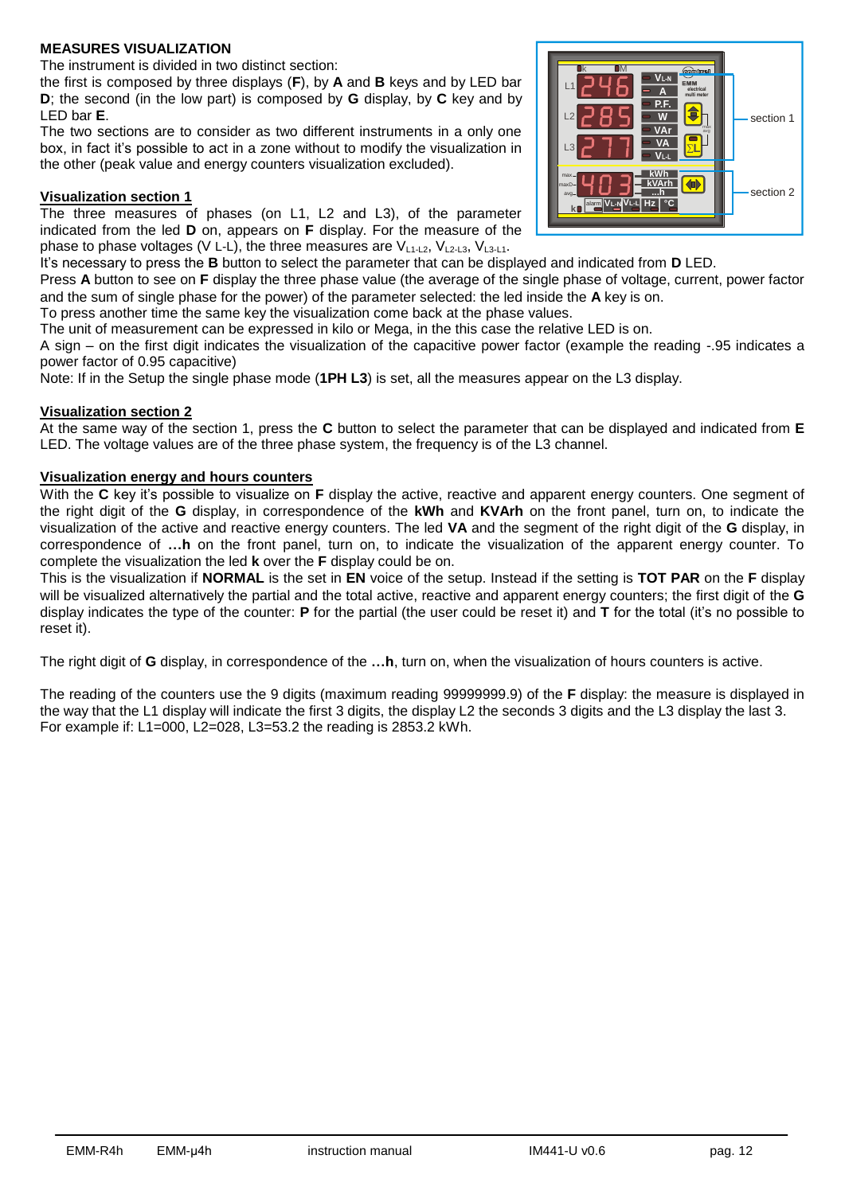**MEASURES VISUALIZATION**

The instrument is divided in two distinct section:
the first is composed by three displays (**F**), by **A** and **B** keys and by LED bar **D**; the second (in the low part) is composed by **G** display, by **C** key and by LED bar **E**.
The two sections are to consider as two different instruments in a only one box, in fact it's possible to act in a zone without to modify the visualization in the other (peak value and energy counters visualization excluded).

## Visualization section 1

The three measures of phases (on L1, L2 and L3), of the parameter indicated from the led **D** on, appears on **F** display. For the measure of the phase to phase voltages (V L-L), the three measures are $V_{L1-L2}$, $V_{L2-L3}$, $V_{L3-L1}$.
It's necessary to press the **B** button to select the parameter that can be displayed and indicated from **D** LED.
Press **A** button to see on **F** display the three phase value (the average of the single phase of voltage, current, power factor and the sum of single phase for the power) of the parameter selected: the led inside the **A** key is on.
To press another time the same key the visualization come back at the phase values.
The unit of measurement can be expressed in kilo or Mega, in the this case the relative LED is on.
A sign – on the first digit indicates the visualization of the capacitive power factor (example the reading -.95 indicates a power factor of 0.95 capacitive)
Note: If in the Setup the single phase mode (**1PH L3**) is set, all the measures appear on the L3 display.

## Visualization section 2

At the same way of the section 1, press the **C** button to select the parameter that can be displayed and indicated from **E** LED. The voltage values are of the three phase system, the frequency is of the L3 channel.

## Visualization energy and hours counters

With the **C** key it's possible to visualize on **F** display the active, reactive and apparent energy counters. One segment of the right digit of the **G** display, in correspondence of the **kWh** and **KVArh** on the front panel, turn on, to indicate the visualization of the active and reactive energy counters. The led **VA** and the segment of the right digit of the **G** display, in correspondence of **…h** on the front panel, turn on, to indicate the visualization of the apparent energy counter. To complete the visualization the led **k** over the **F** display could be on.
This is the visualization if **NORMAL** is the set in **EN** voice of the setup. Instead if the setting is **TOT PAR** on the **F** display will be visualized alternatively the partial and the total active, reactive and apparent energy counters; the first digit of the **G** display indicates the type of the counter: **P** for the partial (the user could be reset it) and **T** for the total (it's no possible to reset it).

The right digit of **G** display, in correspondence of the **…h**, turn on, when the visualization of hours counters is active.

The reading of the counters use the 9 digits (maximum reading 99999999.9) of the **F** display: the measure is displayed in the way that the L1 display will indicate the first 3 digits, the display L2 the seconds 3 digits and the L3 display the last 3.
For example if: L1=000, L2=028, L3=53.2 the reading is 2853.2 kWh.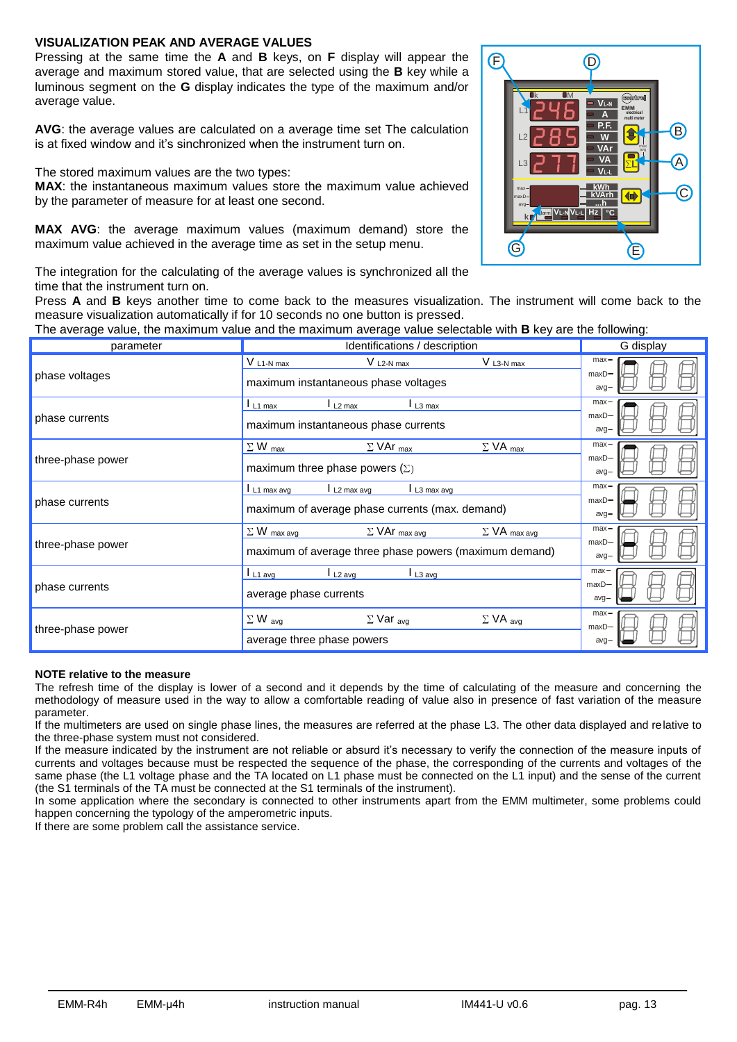### VISUALIZATION PEAK AND AVERAGE VALUES

Pressing at the same time the **A** and **B** keys, on **F** display will appear the average and maximum stored value, that are selected using the **B** key while a luminous segment on the **G** display indicates the type of the maximum and/or average value.

**AVG**: the average values are calculated on a average time set The calculation is at fixed window and it's sinchronized when the instrument turn on.

The stored maximum values are the two types:
**MAX**: the instantaneous maximum values store the maximum value achieved by the parameter of measure for at least one second.

**MAX AVG**: the average maximum values (maximum demand) store the maximum value achieved in the average time as set in the setup menu.

The integration for the calculating of the average values is synchronized all the time that the instrument turn on.
Press **A** and **B** keys another time to come back to the measures visualization. The instrument will come back to the measure visualization automatically if for 10 seconds no one button is pressed.
The average value, the maximum value and the maximum average value selectable with **B** key are the following:

| parameter | Identifications / description | G display |
|---|---|---|
| phase voltages | $V_{L1\text{-}N\ max}$ $V_{L2\text{-}N\ max}$ $V_{L3\text{-}N\ max}$<br>maximum instantaneous phase voltages | max |
| phase currents | $I_{L1\ max}$ $I_{L2\ max}$ $I_{L3\ max}$<br>maximum instantaneous phase currents | max |
| three-phase power | $\Sigma$ W $_{max}$ $\Sigma$ VAr $_{max}$ $\Sigma$ VA $_{max}$<br>maximum three phase powers ($\Sigma$) | max |
| phase currents | $I_{L1\ max\ avg}$ $I_{L2\ max\ avg}$ $I_{L3\ max\ avg}$<br>maximum of average phase currents (max. demand) | maxD |
| three-phase power | $\Sigma$ W $_{max\ avg}$ $\Sigma$ VAr $_{max\ avg}$ $\Sigma$ VA $_{max\ avg}$<br>maximum of average three phase powers (maximum demand) | maxD |
| phase currents | $I_{L1\ avg}$ $I_{L2\ avg}$ $I_{L3\ avg}$<br>average phase currents | avg |
| three-phase power | $\Sigma$ W $_{avg}$ $\Sigma$ Var $_{avg}$ $\Sigma$ VA $_{avg}$<br>average three phase powers | avg |

**NOTE relative to the measure**

The refresh time of the display is lower of a second and it depends by the time of calculating of the measure and concerning the methodology of measure used in the way to allow a comfortable reading of value also in presence of fast variation of the measure parameter.
If the multimeters are used on single phase lines, the measures are referred at the phase L3. The other data displayed and relative to the three-phase system must not considered.
If the measure indicated by the instrument are not reliable or absurd it's necessary to verify the connection of the measure inputs of currents and voltages because must be respected the sequence of the phase, the corresponding of the currents and voltages of the same phase (the L1 voltage phase and the TA located on L1 phase must be connected on the L1 input) and the sense of the current (the S1 terminals of the TA must be connected at the S1 terminals of the instrument).
In some application where the secondary is connected to other instruments apart from the EMM multimeter, some problems could happen concerning the typology of the amperometric inputs.
If there are some problem call the assistance service.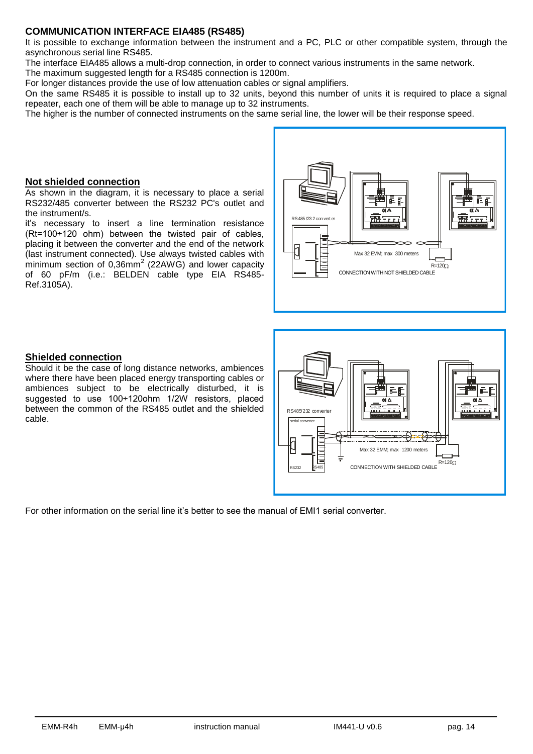## COMMUNICATION INTERFACE EIA485 (RS485)

It is possible to exchange information between the instrument and a PC, PLC or other compatible system, through the asynchronous serial line RS485.

The interface EIA485 allows a multi-drop connection, in order to connect various instruments in the same network.

The maximum suggested length for a RS485 connection is 1200m.

For longer distances provide the use of low attenuation cables or signal amplifiers.

On the same RS485 it is possible to install up to 32 units, beyond this number of units it is required to place a signal repeater, each one of them will be able to manage up to 32 instruments.

The higher is the number of connected instruments on the same serial line, the lower will be their response speed.

### Not shielded connection

As shown in the diagram, it is necessary to place a serial RS232/485 converter between the RS232 PC's outlet and the instrument/s.

it's necessary to insert a line termination resistance (Rt=100÷120 ohm) between the twisted pair of cables, placing it between the converter and the end of the network (last instrument connected). Use always twisted cables with minimum section of 0,36mm$^2$ (22AWG) and lower capacity of 60 pF/m (i.e.: BELDEN cable type EIA RS485-Ref.3105A).

RS485/232 converter

Max 32 EMM; max 300 meters

R=120Ω

CONNECTION WITH NOT SHIELDED CABLE

### Shielded connection

Should it be the case of long distance networks, ambiences where there have been placed energy transporting cables or ambiences subject to be electrically disturbed, it is suggested to use 100÷120ohm 1/2W resistors, placed between the common of the RS485 outlet and the shielded cable.

RS485/232 converter

serial converter

RS232 RS485

Max 32 EMM; max 1200 meters

R=120Ω

CONNECTION WITH SHIELDED CABLE

For other information on the serial line it's better to see the manual of EMI1 serial converter.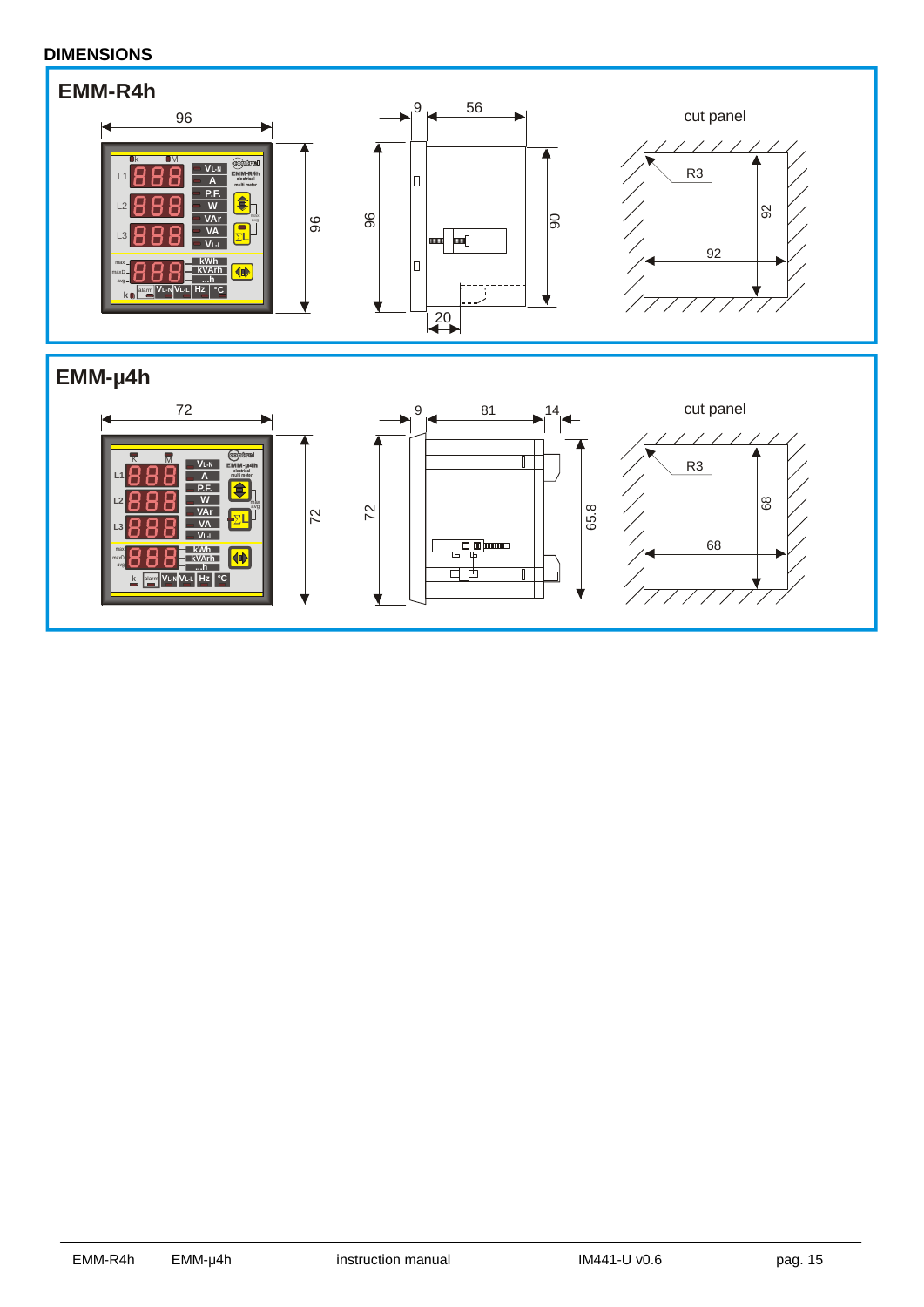## DIMENSIONS

### EMM-R4h

96

96

9 56

96

90

20

cut panel

R3

92

92

### EMM-µ4h

72

72

9 81 14

72

65.8

cut panel

R3

68

68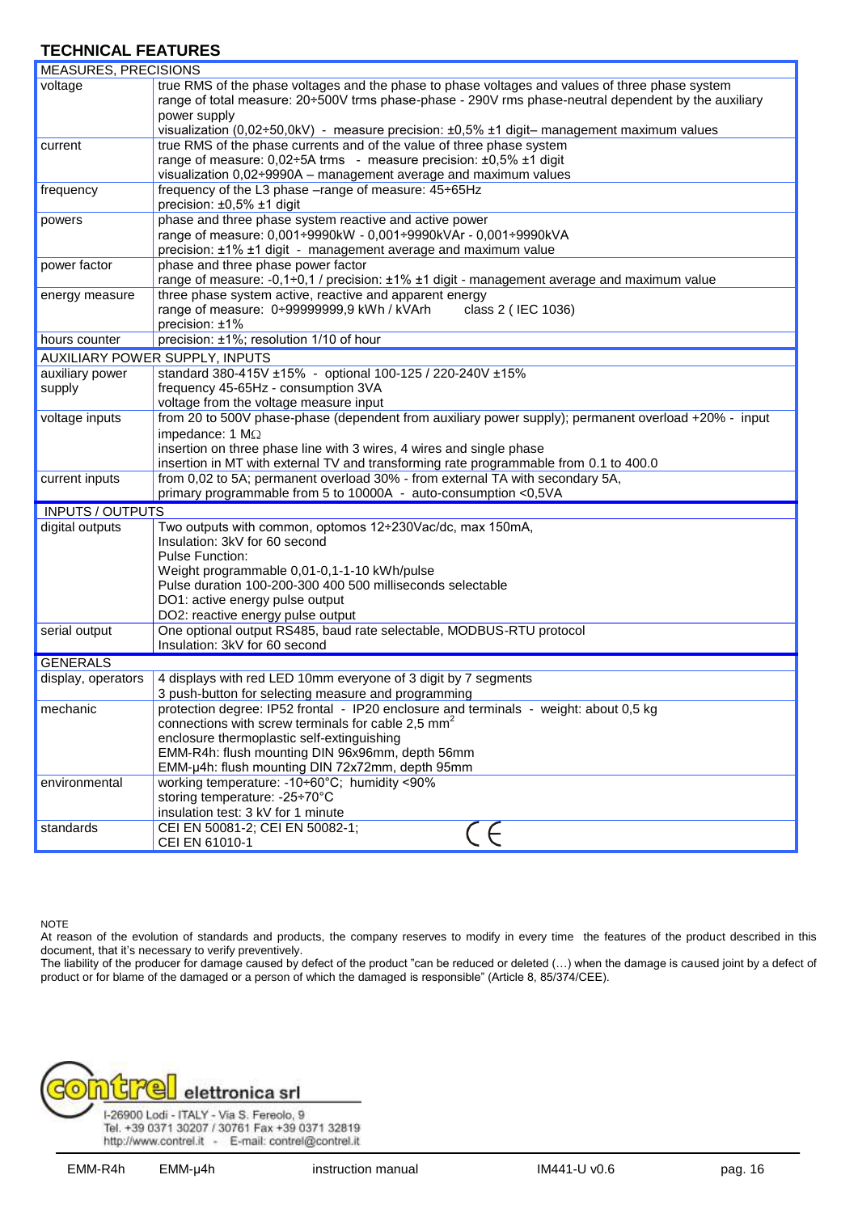## TECHNICAL FEATURES

| | |
|---|---|
| **MEASURES, PRECISIONS** | |
| voltage | true RMS of the phase voltages and the phase to phase voltages and values of three phase system<br>range of total measure: 20÷500V trms phase-phase - 290V rms phase-neutral dependent by the auxiliary power supply<br>visualization (0,02÷50,0kV) - measure precision: ±0,5% ±1 digit– management maximum values |
| current | true RMS of the phase currents and of the value of three phase system<br>range of measure: 0,02÷5A trms - measure precision: ±0,5% ±1 digit<br>visualization 0,02÷9990A – management average and maximum values |
| frequency | frequency of the L3 phase –range of measure: 45÷65Hz<br>precision: ±0,5% ±1 digit |
| powers | phase and three phase system reactive and active power<br>range of measure: 0,001÷9990kW - 0,001÷9990kVAr - 0,001÷9990kVA<br>precision: ±1% ±1 digit - management average and maximum value |
| power factor | phase and three phase power factor<br>range of measure: -0,1÷0,1 / precision: ±1% ±1 digit - management average and maximum value |
| energy measure | three phase system active, reactive and apparent energy<br>range of measure: 0÷99999999,9 kWh / kVArh class 2 ( IEC 1036)<br>precision: ±1% |
| hours counter | precision: ±1%; resolution 1/10 of hour |
| **AUXILIARY POWER SUPPLY, INPUTS** | |
| auxiliary power supply | standard 380-415V ±15% - optional 100-125 / 220-240V ±15%<br>frequency 45-65Hz - consumption 3VA<br>voltage from the voltage measure input |
| voltage inputs | from 20 to 500V phase-phase (dependent from auxiliary power supply); permanent overload +20% - input impedance: 1 MΩ<br>insertion on three phase line with 3 wires, 4 wires and single phase<br>insertion in MT with external TV and transforming rate programmable from 0.1 to 400.0 |
| current inputs | from 0,02 to 5A; permanent overload 30% - from external TA with secondary 5A,<br>primary programmable from 5 to 10000A - auto-consumption <0,5VA |
| **INPUTS / OUTPUTS** | |
| digital outputs | Two outputs with common, optomos 12÷230Vac/dc, max 150mA,<br>Insulation: 3kV for 60 second<br>Pulse Function:<br>Weight programmable 0,01-0,1-1-10 kWh/pulse<br>Pulse duration 100-200-300 400 500 milliseconds selectable<br>DO1: active energy pulse output<br>DO2: reactive energy pulse output |
| serial output | One optional output RS485, baud rate selectable, MODBUS-RTU protocol<br>Insulation: 3kV for 60 second |
| **GENERALS** | |
| display, operators | 4 displays with red LED 10mm everyone of 3 digit by 7 segments<br>3 push-button for selecting measure and programming |
| mechanic | protection degree: IP52 frontal - IP20 enclosure and terminals - weight: about 0,5 kg<br>connections with screw terminals for cable 2,5 mm²<br>enclosure thermoplastic self-extinguishing<br>EMM-R4h: flush mounting DIN 96x96mm, depth 56mm<br>EMM-µ4h: flush mounting DIN 72x72mm, depth 95mm |
| environmental | working temperature: -10÷60°C; humidity <90%<br>storing temperature: -25÷70°C<br>insulation test: 3 kV for 1 minute |
| standards | CEI EN 50081-2; CEI EN 50082-1;<br>CEI EN 61010-1 CE |

NOTE

At reason of the evolution of standards and products, the company reserves to modify in every time the features of the product described in this document, that it's necessary to verify preventively.

The liability of the producer for damage caused by defect of the product "can be reduced or deleted (…) when the damage is caused joint by a defect of product or for blame of the damaged or a person of which the damaged is responsible" (Article 8, 85/374/CEE).

contrel elettronica srl

I-26900 Lodi - ITALY - Via S. Fereolo, 9
Tel. +39 0371 30207 / 30761 Fax +39 0371 32819
http://www.contrel.it - E-mail: contrel@contrel.it